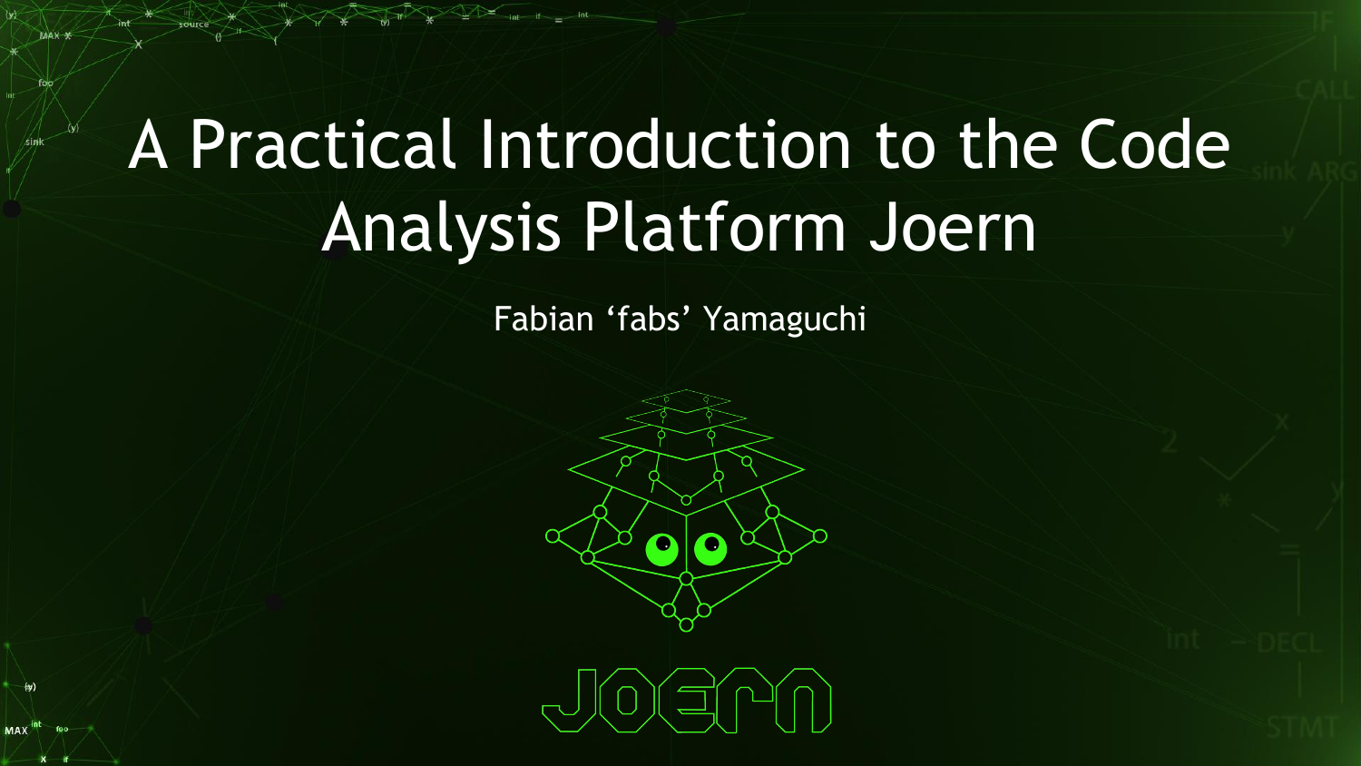# A Practical Introduction to the Code Analysis Platform Joern

Fabian ‘fabs’ Yamaguchi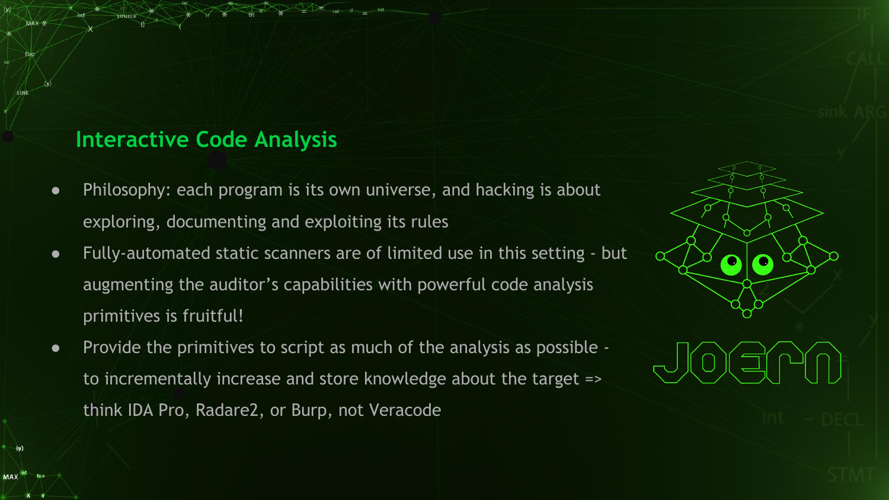## Interactive Code Analysis

- Philosophy: each program is its own universe, and hacking is about exploring, documenting and exploiting its rules
- Fully-automated static scanners are of limited use in this setting - but augmenting the auditor's capabilities with powerful code analysis primitives is fruitful!
- Provide the primitives to script as much of the analysis as possible - to incrementally increase and store knowledge about the target => think IDA Pro, Radare2, or Burp, not Veracode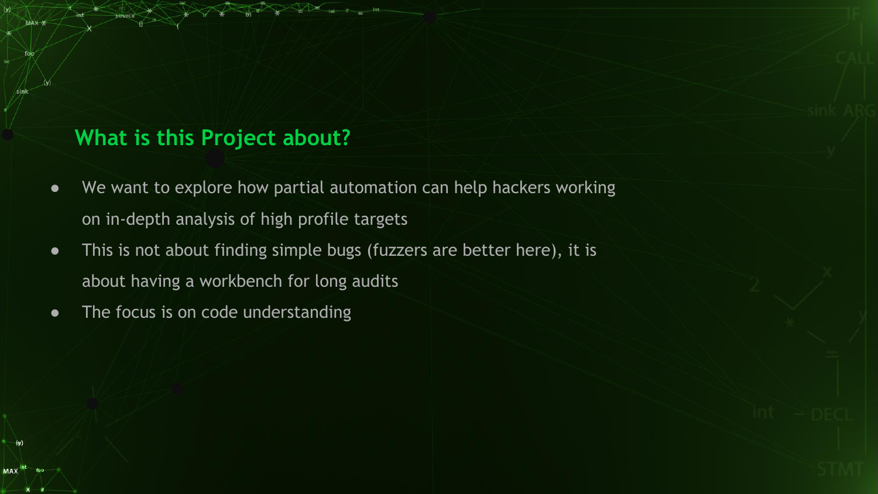## What is this Project about?

- We want to explore how partial automation can help hackers working on in-depth analysis of high profile targets
- This is not about finding simple bugs (fuzzers are better here), it is about having a workbench for long audits
- The focus is on code understanding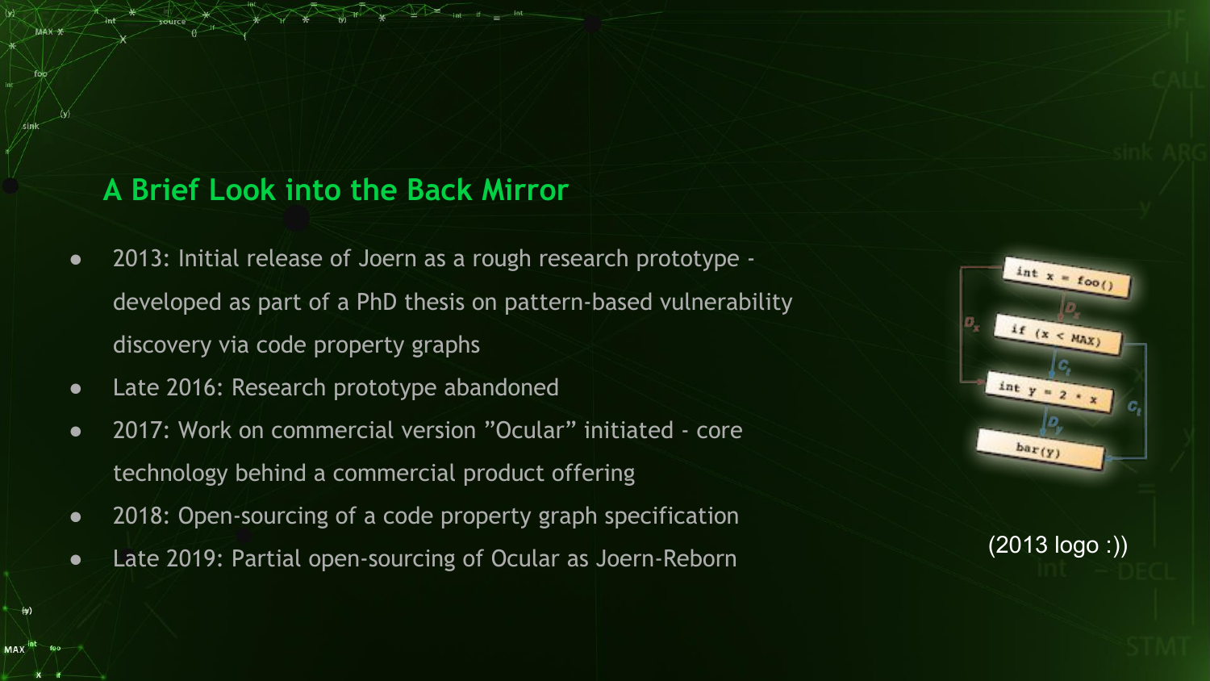## A Brief Look into the Back Mirror

- 2013: Initial release of Joern as a rough research prototype - developed as part of a PhD thesis on pattern-based vulnerability discovery via code property graphs
- Late 2016: Research prototype abandoned
- 2017: Work on commercial version ”Ocular” initiated - core technology behind a commercial product offering
- 2018: Open-sourcing of a code property graph specification
- Late 2019: Partial open-sourcing of Ocular as Joern-Reborn

(2013 logo :))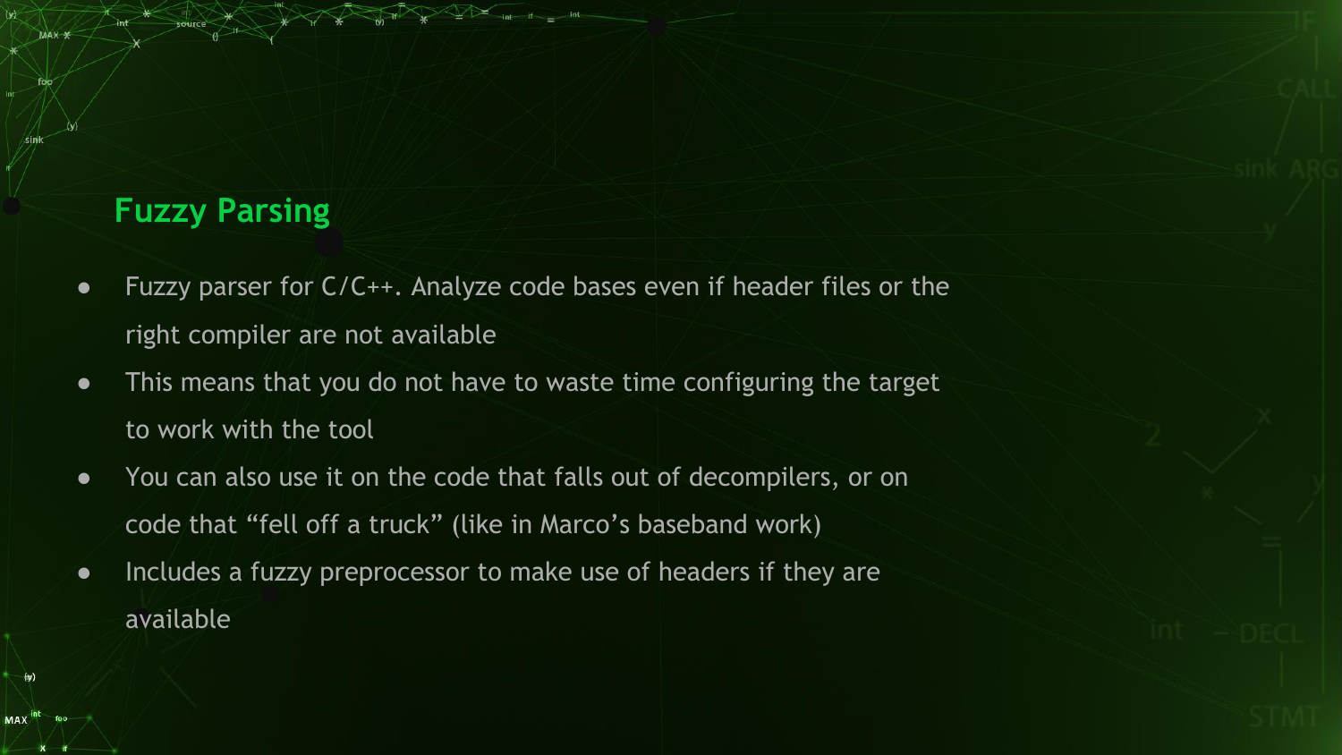## Fuzzy Parsing

- Fuzzy parser for C/C++. Analyze code bases even if header files or the right compiler are not available
- This means that you do not have to waste time configuring the target to work with the tool
- You can also use it on the code that falls out of decompilers, or on code that "fell off a truck" (like in Marco's baseband work)
- Includes a fuzzy preprocessor to make use of headers if they are available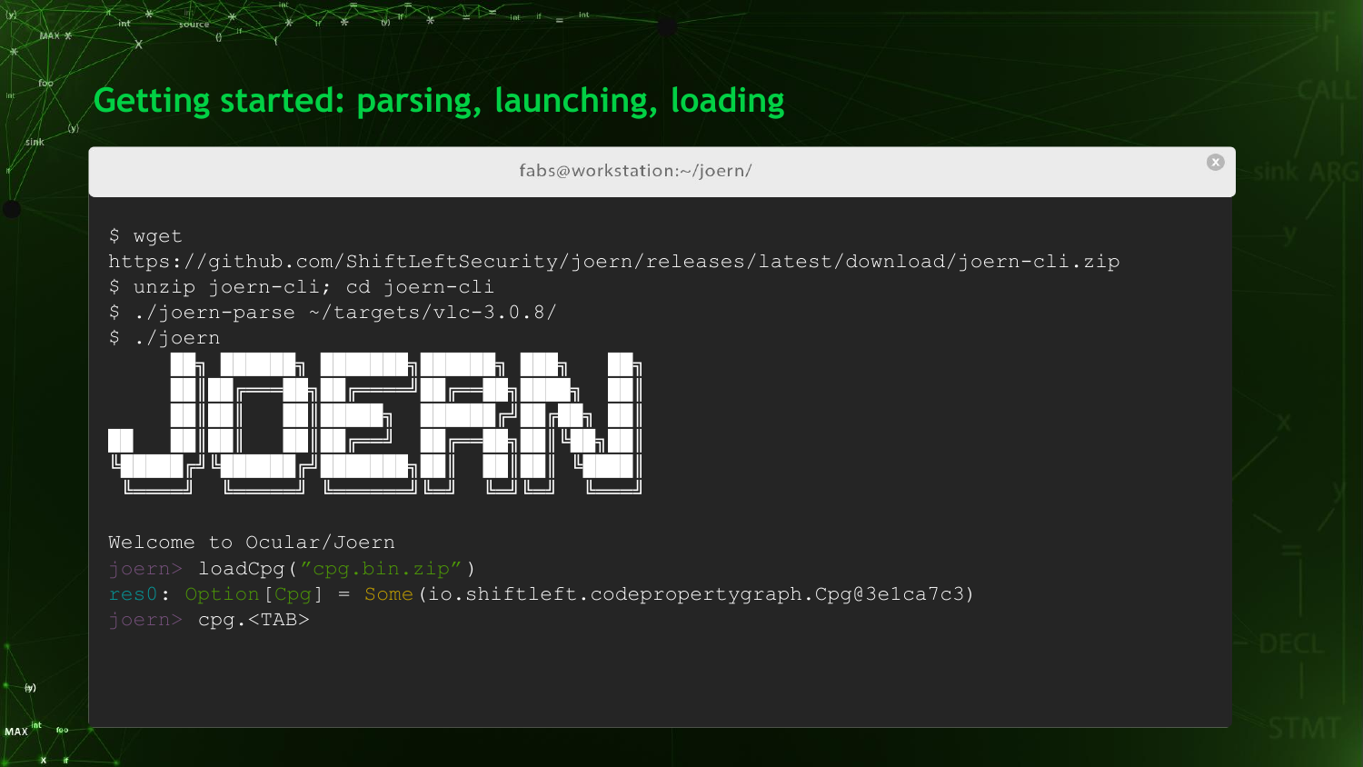# Getting started: parsing, launching, loading

fabs@workstation:~/joern/

```
$ wget
https://github.com/ShiftLeftSecurity/joern/releases/latest/download/joern-cli.zip
$ unzip joern-cli; cd joern-cli
$ ./joern-parse ~/targets/vlc-3.0.8/
$ ./joern
```

```
JOERN

Welcome to Ocular/Joern
joern> loadCpg("cpg.bin.zip")
res0: Option[Cpg] = Some(io.shiftleft.codepropertygraph.Cpg@3e1ca7c3)
joern> cpg.<TAB>
```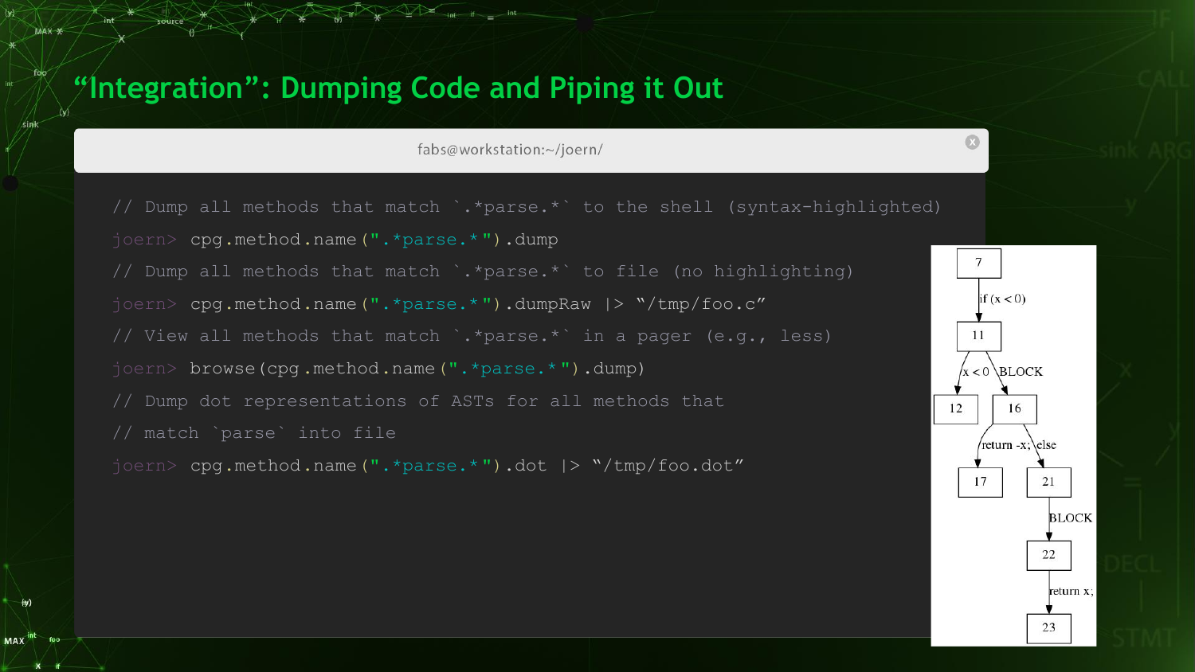# “Integration”: Dumping Code and Piping it Out

fabs@workstation:~/joern/

```
// Dump all methods that match `.*parse.*` to the shell (syntax-highlighted)
joern> cpg.method.name(".*parse.*").dump
// Dump all methods that match `.*parse.*` to file (no highlighting)
joern> cpg.method.name(".*parse.*").dumpRaw |> "/tmp/foo.c"
// View all methods that match `.*parse.*` in a pager (e.g., less)
joern> browse(cpg.method.name(".*parse.*").dump)
// Dump dot representations of ASTs for all methods that
// match `parse` into file
joern> cpg.method.name(".*parse.*").dot |> "/tmp/foo.dot"
```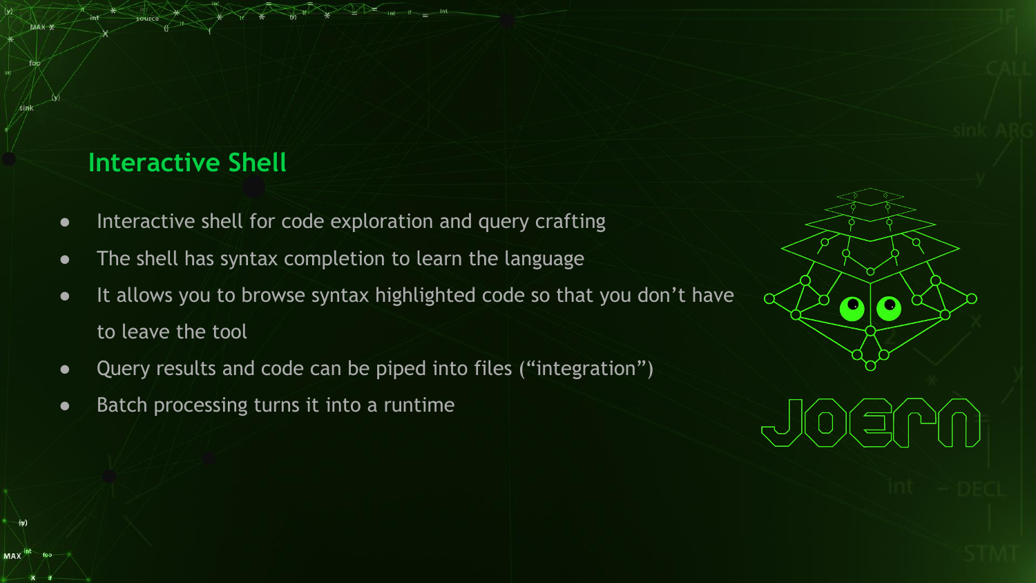## Interactive Shell

- Interactive shell for code exploration and query crafting
- The shell has syntax completion to learn the language
- It allows you to browse syntax highlighted code so that you don't have to leave the tool
- Query results and code can be piped into files ("integration")
- Batch processing turns it into a runtime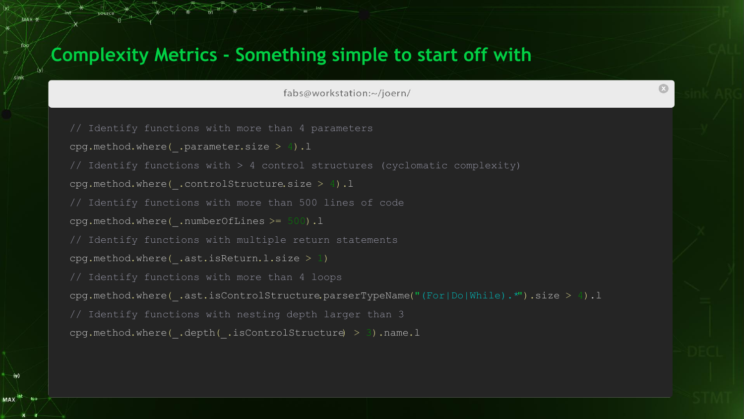# Complexity Metrics - Something simple to start off with

fabs@workstation:~/joern/

```
// Identify functions with more than 4 parameters
cpg.method.where(_.parameter.size > 4).l
// Identify functions with > 4 control structures (cyclomatic complexity)
cpg.method.where(_.controlStructure.size > 4).l
// Identify functions with more than 500 lines of code
cpg.method.where(_.numberOfLines >= 500).l
// Identify functions with multiple return statements
cpg.method.where(_.ast.isReturn.l.size > 1)
// Identify functions with more than 4 loops
cpg.method.where(_.ast.isControlStructure.parserTypeName("(For|Do|While).*").size > 4).l
// Identify functions with nesting depth larger than 3
cpg.method.where(_.depth(_.isControlStructure) > 3).name.l
```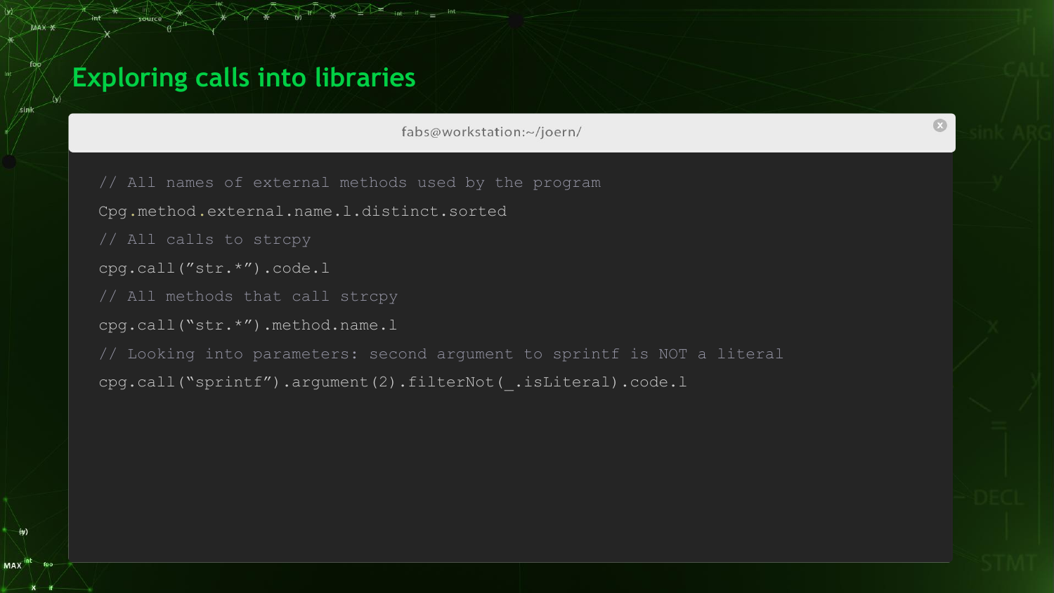# Exploring calls into libraries

fabs@workstation:~/joern/

```
// All names of external methods used by the program
Cpg.method.external.name.l.distinct.sorted
// All calls to strcpy
cpg.call(”str.*”).code.l
// All methods that call strcpy
cpg.call(“str.*”).method.name.l
// Looking into parameters: second argument to sprintf is NOT a literal
cpg.call(“sprintf”).argument(2).filterNot(_.isLiteral).code.l
```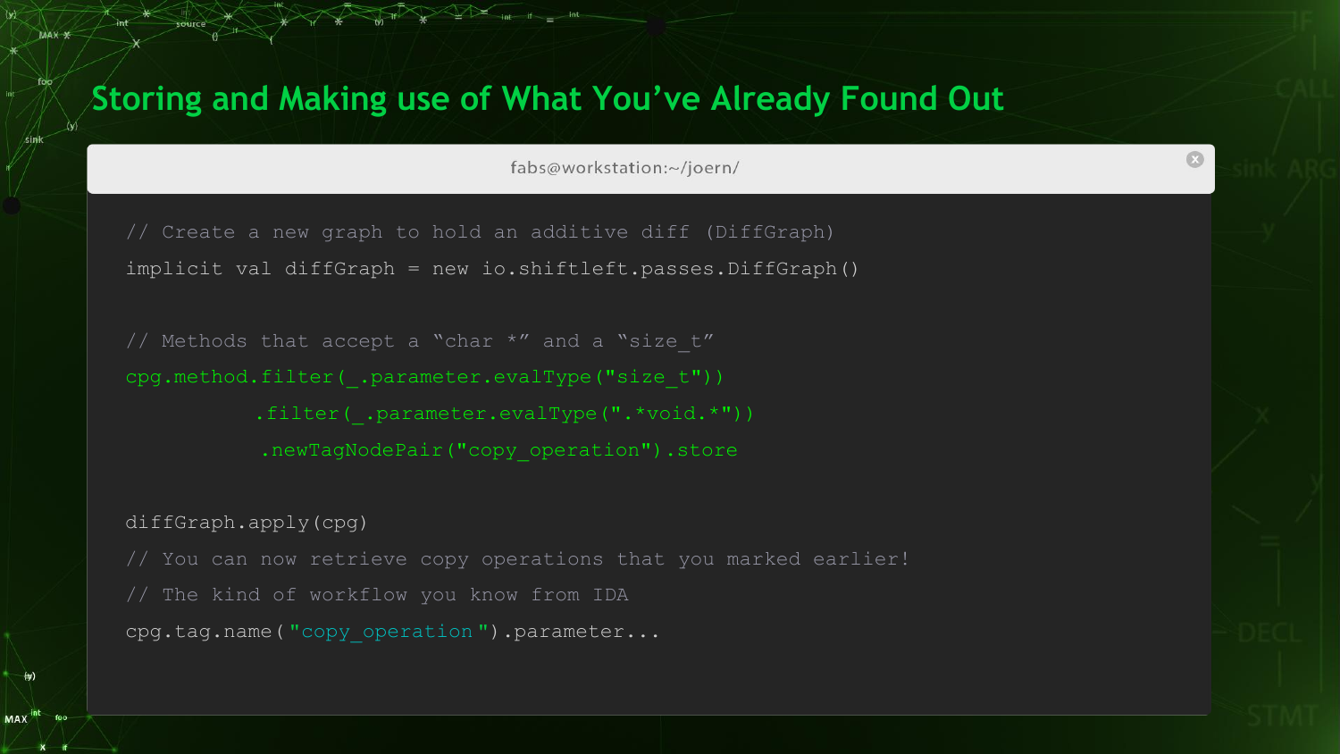# Storing and Making use of What You’ve Already Found Out

fabs@workstation:~/joern/

```
// Create a new graph to hold an additive diff (DiffGraph)
implicit val diffGraph = new io.shiftleft.passes.DiffGraph()

// Methods that accept a "char *" and a "size_t"
cpg.method.filter(_.parameter.evalType("size_t"))
          .filter(_.parameter.evalType(".*void.*"))
          .newTagNodePair("copy_operation").store

diffGraph.apply(cpg)
// You can now retrieve copy operations that you marked earlier!
// The kind of workflow you know from IDA
cpg.tag.name("copy_operation").parameter...
```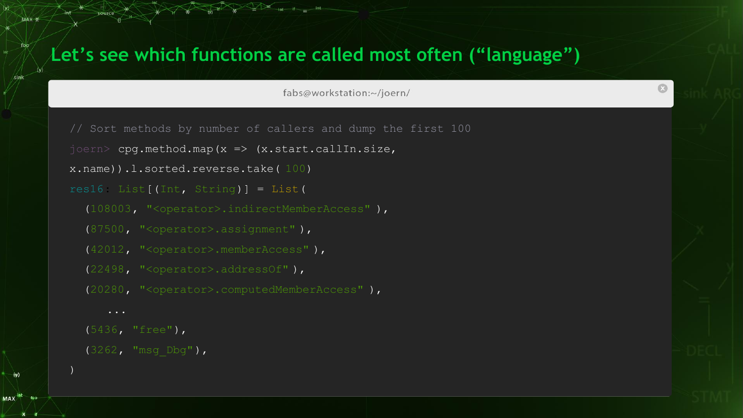## Let’s see which functions are called most often (“language”)

fabs@workstation:~/joern/

```
// Sort methods by number of callers and dump the first 100
joern> cpg.method.map(x => (x.start.callIn.size,
x.name)).l.sorted.reverse.take( 100)
res16: List[(Int, String)] = List(
  (108003, "<operator>.indirectMemberAccess" ),
  (87500, "<operator>.assignment" ),
  (42012, "<operator>.memberAccess" ),
  (22498, "<operator>.addressOf" ),
  (20280, "<operator>.computedMemberAccess" ),
     ...
  (5436, "free"),
  (3262, "msg_Dbg"),
)
```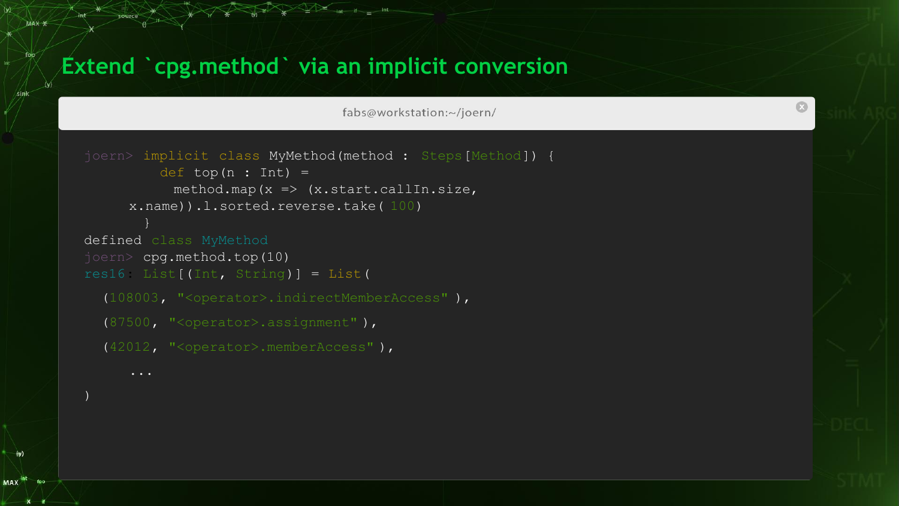# Extend `cpg.method` via an implicit conversion

fabs@workstation:~/joern/

```
joern> implicit class MyMethod(method : Steps[Method]) {
         def top(n : Int) =
           method.map(x => (x.start.callIn.size,
      x.name)).l.sorted.reverse.take( 100)
        }
defined class MyMethod
joern> cpg.method.top(10)
res16: List[(Int, String)] = List(
  (108003, "<operator>.indirectMemberAccess" ),
  (87500, "<operator>.assignment" ),
  (42012, "<operator>.memberAccess" ),
      ...
)
```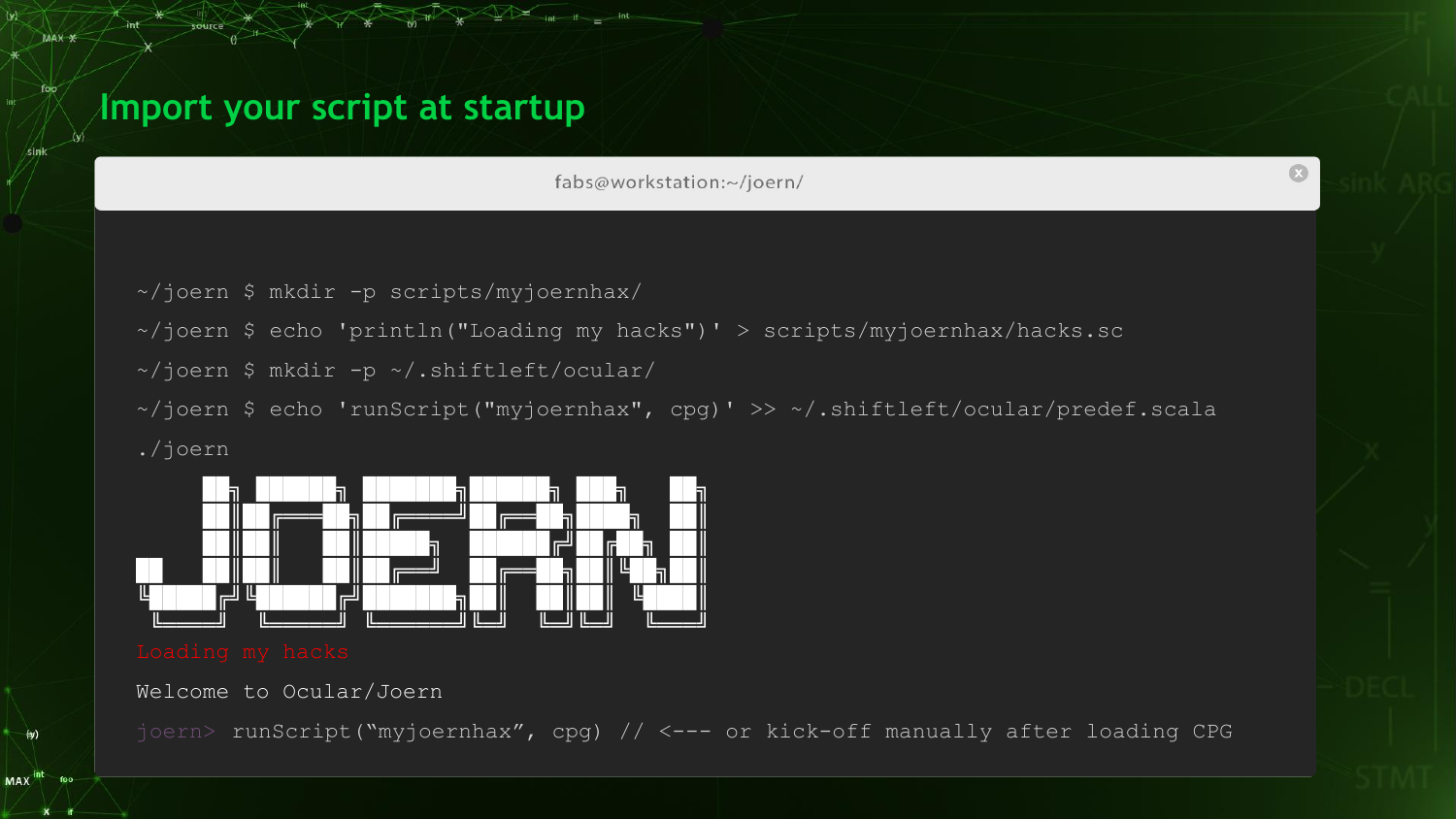# Import your script at startup

fabs@workstation:~/joern/

```
~/joern $ mkdir -p scripts/myjoernhax/
~/joern $ echo 'println("Loading my hacks")' > scripts/myjoernhax/hacks.sc
~/joern $ mkdir -p ~/.shiftleft/ocular/
~/joern $ echo 'runScript("myjoernhax", cpg)' >> ~/.shiftleft/ocular/predef.scala
./joern
```

```
JOERN
Loading my hacks
Welcome to Ocular/Joern
joern> runScript("myjoernhax", cpg) // <--- or kick-off manually after loading CPG
```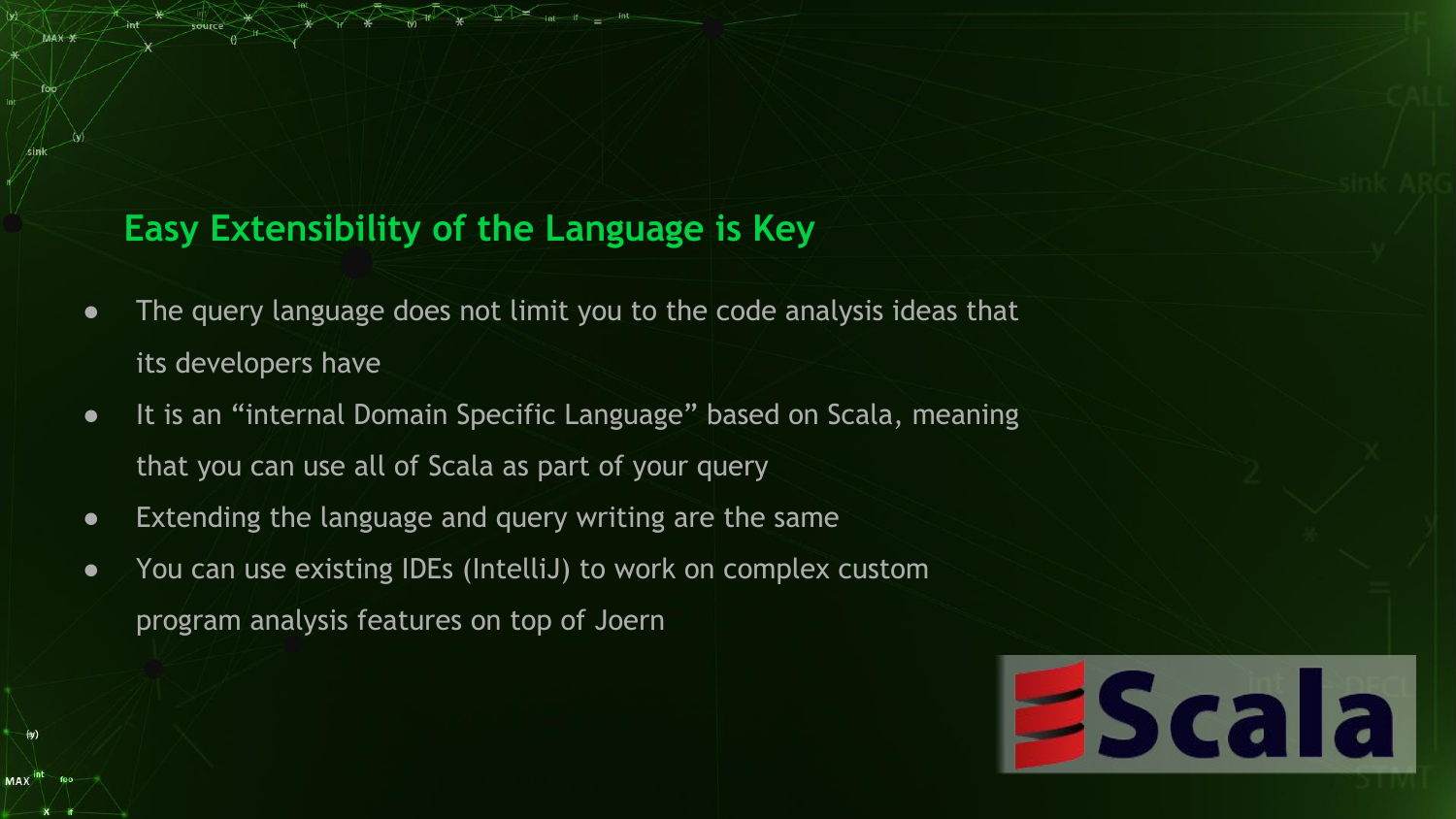## Easy Extensibility of the Language is Key

- The query language does not limit you to the code analysis ideas that its developers have
- It is an “internal Domain Specific Language” based on Scala, meaning that you can use all of Scala as part of your query
- Extending the language and query writing are the same
- You can use existing IDEs (IntelliJ) to work on complex custom program analysis features on top of Joern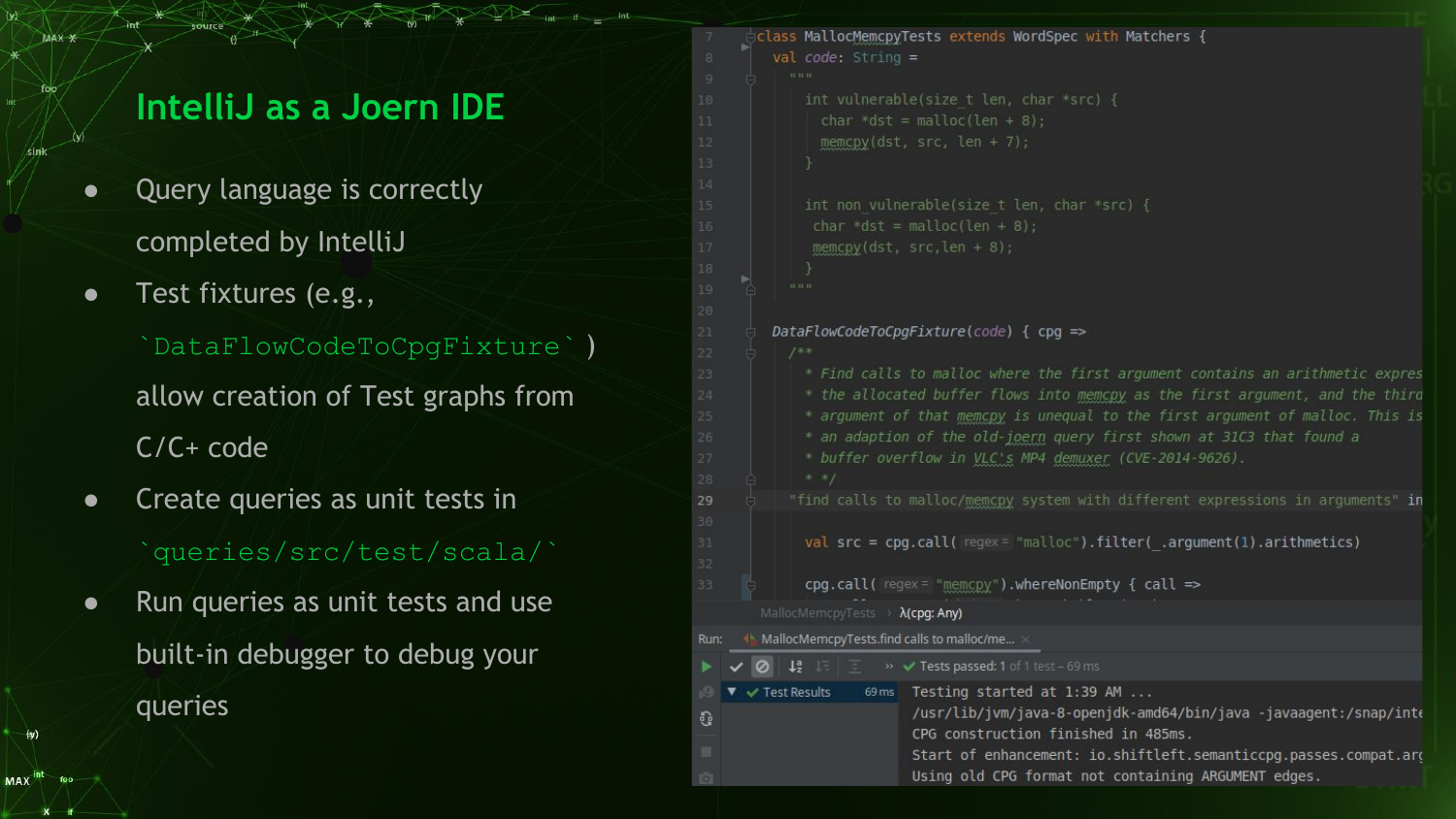# IntelliJ as a Joern IDE

- Query language is correctly completed by IntelliJ
- Test fixtures (e.g., `DataFlowCodeToCpgFixture`) allow creation of Test graphs from C/C+ code
- Create queries as unit tests in `queries/src/test/scala/`
- Run queries as unit tests and use built-in debugger to debug your queries

```scala
class MallocMemcpyTests extends WordSpec with Matchers {
  val code: String =
    """
      int vulnerable(size_t len, char *src) {
        char *dst = malloc(len + 8);
        memcpy(dst, src, len + 7);
      }

      int non_vulnerable(size_t len, char *src) {
       char *dst = malloc(len + 8);
       memcpy(dst, src,len + 8);
      }
    """

  DataFlowCodeToCpgFixture(code) { cpg =>
    /**
      * Find calls to malloc where the first argument contains an arithmetic expres
      * the allocated buffer flows into memcpy as the first argument, and the third
      * argument of memcpy is unequal to the first argument of malloc. This is
      * an adaption of the old-joern query first shown at 31C3 that found a
      * buffer overflow in VLC's MP4 demuxer (CVE-2014-9626).
      * */
    "find calls to malloc/memcpy system with different expressions in arguments" in

      val src = cpg.call( regex = "malloc").filter(_.argument(1).arithmetics)

      cpg.call( regex = "memcpy").whereNonEmpty { call =>
```

```
Tests passed: 1 of 1 test – 69 ms
Test Results 69 ms

Testing started at 1:39 AM ...
/usr/lib/jvm/java-8-openjdk-amd64/bin/java -javaagent:/snap/inte
CPG construction finished in 485ms.
Start of enhancement: io.shiftleft.semanticcpg.passes.compat.arg
Using old CPG format not containing ARGUMENT edges.
```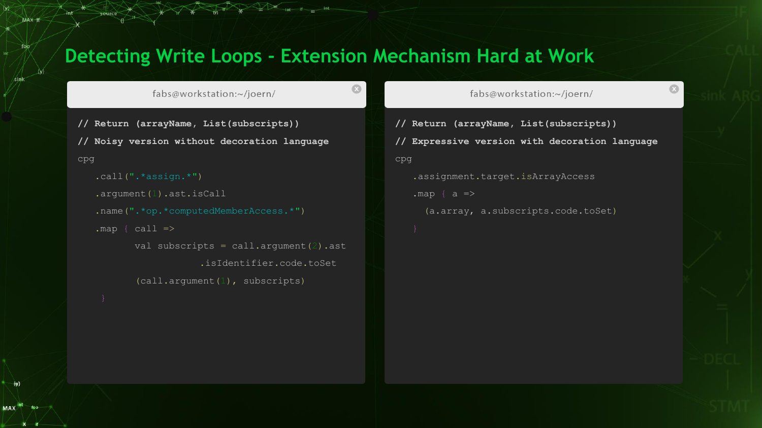# Detecting Write Loops - Extension Mechanism Hard at Work

fabs@workstation:~/joern/

```
// Return (arrayName, List(subscripts))
// Noisy version without decoration language
cpg
   .call(".*assign.*")
   .argument(1).ast.isCall
   .name(".*op.*computedMemberAccess.*")
   .map { call =>
          val subscripts = call.argument(2).ast
                      .isIdentifier.code.toSet
          (call.argument(1), subscripts)
    }
```

fabs@workstation:~/joern/

```
// Return (arrayName, List(subscripts))
// Expressive version with decoration language
cpg
   .assignment.target.isArrayAccess
   .map { a =>
     (a.array, a.subscripts.code.toSet)
   }
```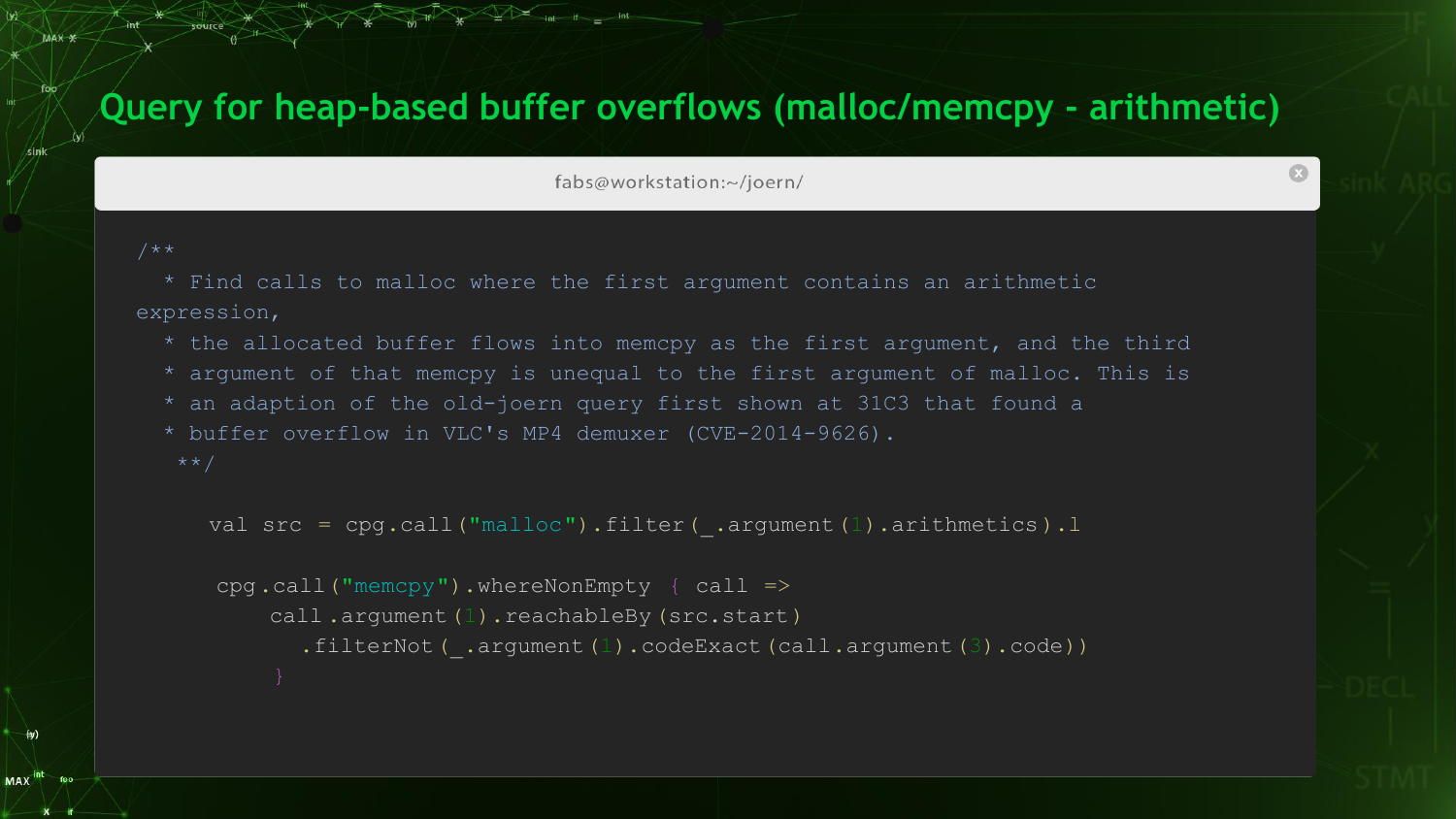# Query for heap-based buffer overflows (malloc/memcpy - arithmetic)

fabs@workstation:~/joern/

```
/**
  * Find calls to malloc where the first argument contains an arithmetic
expression,
  * the allocated buffer flows into memcpy as the first argument, and the third
  * argument of that memcpy is unequal to the first argument of malloc. This is
  * an adaption of the old-joern query first shown at 31C3 that found a
  * buffer overflow in VLC's MP4 demuxer (CVE-2014-9626).
   **/

    val src = cpg.call("malloc").filter(_.argument(1).arithmetics).l

     cpg.call("memcpy").whereNonEmpty { call =>
         call.argument(1).reachableBy(src.start)
           .filterNot(_.argument(1).codeExact(call.argument(3).code))
         }
```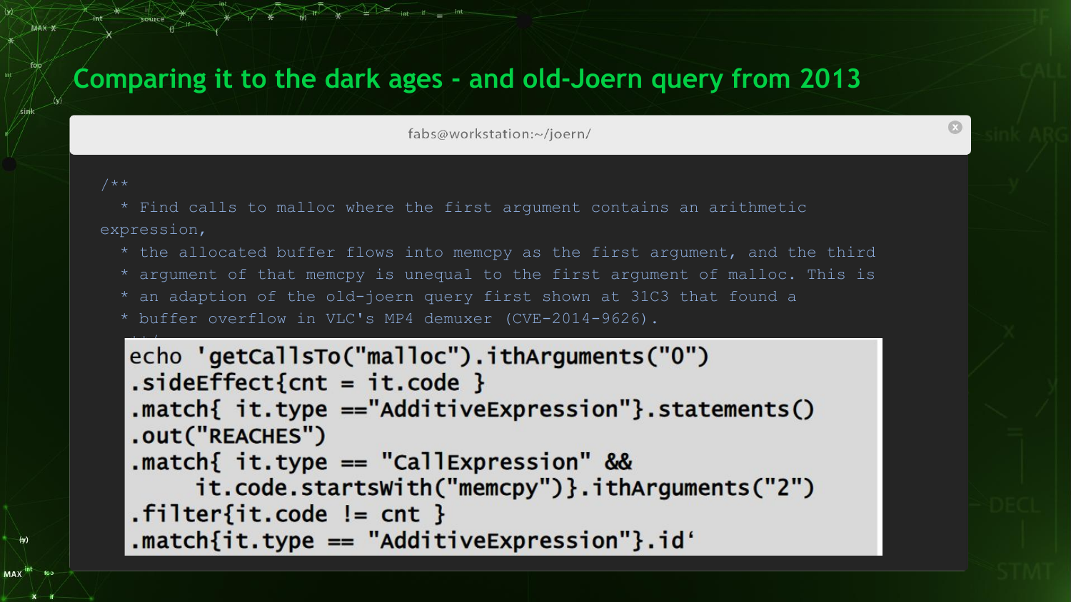# Comparing it to the dark ages - and old-Joern query from 2013

fabs@workstation:~/joern/

```
/**
  * Find calls to malloc where the first argument contains an arithmetic
expression,
  * the allocated buffer flows into memcpy as the first argument, and the third
  * argument of that memcpy is unequal to the first argument of malloc. This is
  * an adaption of the old-joern query first shown at 31C3 that found a
  * buffer overflow in VLC's MP4 demuxer (CVE-2014-9626).
```

```
echo 'getCallsTo("malloc").ithArguments("0")
.sideEffect{cnt = it.code }
.match{ it.type =="AdditiveExpression"}.statements()
.out("REACHES")
.match{ it.type == "CallExpression" &&
     it.code.startsWith("memcpy")}.ithArguments("2")
.filter{it.code != cnt }
.match{it.type == "AdditiveExpression"}.id'
```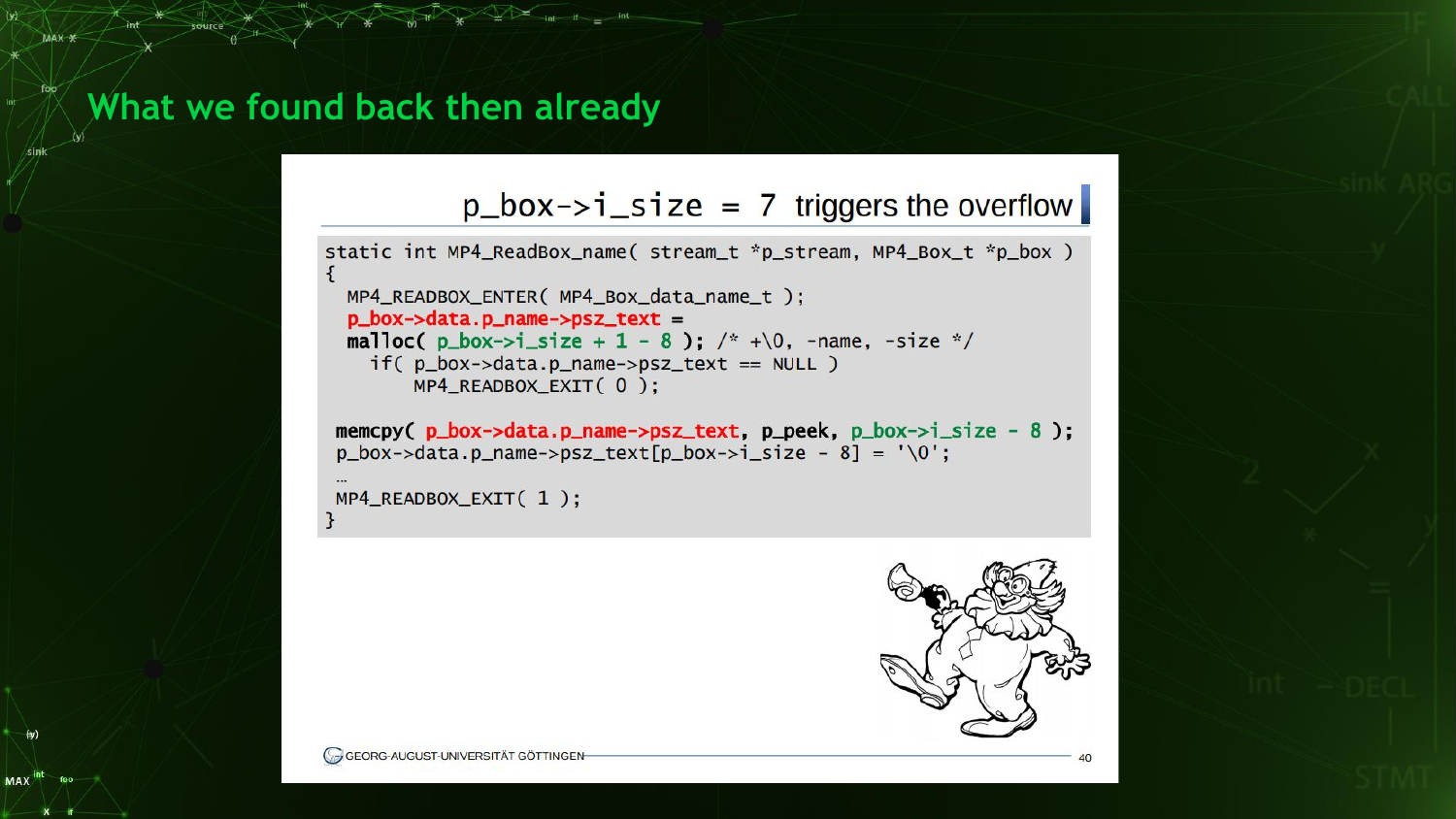# What we found back then already

## p_box->i_size = 7 triggers the overflow

```
static int MP4_ReadBox_name( stream_t *p_stream, MP4_Box_t *p_box )
{
  MP4_READBOX_ENTER( MP4_Box_data_name_t );
  p_box->data.p_name->psz_text =
  malloc( p_box->i_size + 1 - 8 ); /* +\0, -name, -size */
    if( p_box->data.p_name->psz_text == NULL )
        MP4_READBOX_EXIT( 0 );

 memcpy( p_box->data.p_name->psz_text, p_peek, p_box->i_size - 8 );
 p_box->data.p_name->psz_text[p_box->i_size - 8] = '\0';
 …
 MP4_READBOX_EXIT( 1 );
}
```

GEORG-AUGUST-UNIVERSITÄT GÖTTINGEN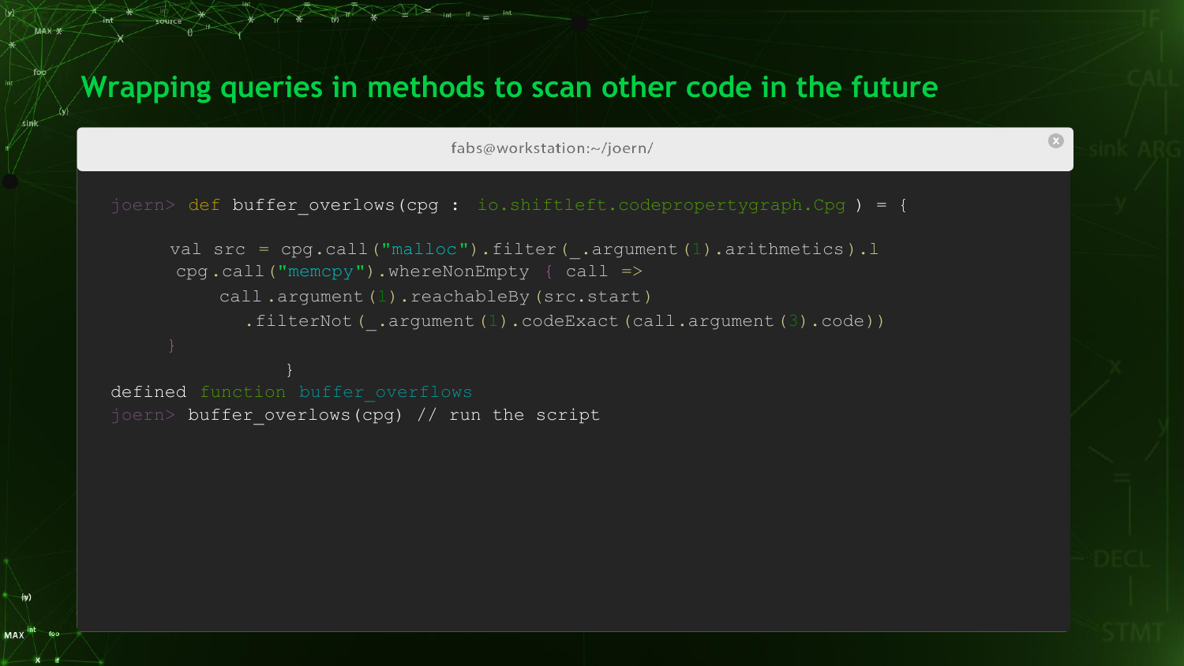# Wrapping queries in methods to scan other code in the future

fabs@workstation:~/joern/

```
joern> def buffer_overflows(cpg : io.shiftleft.codepropertygraph.Cpg ) = {

      val src = cpg.call("malloc").filter(_.argument(1).arithmetics).l
       cpg.call("memcpy").whereNonEmpty { call =>
           call.argument(1).reachableBy(src.start)
             .filterNot(_.argument(1).codeExact(call.argument(3).code))
      }
                  }
defined function buffer_overflows
joern> buffer_overflows(cpg) // run the script
```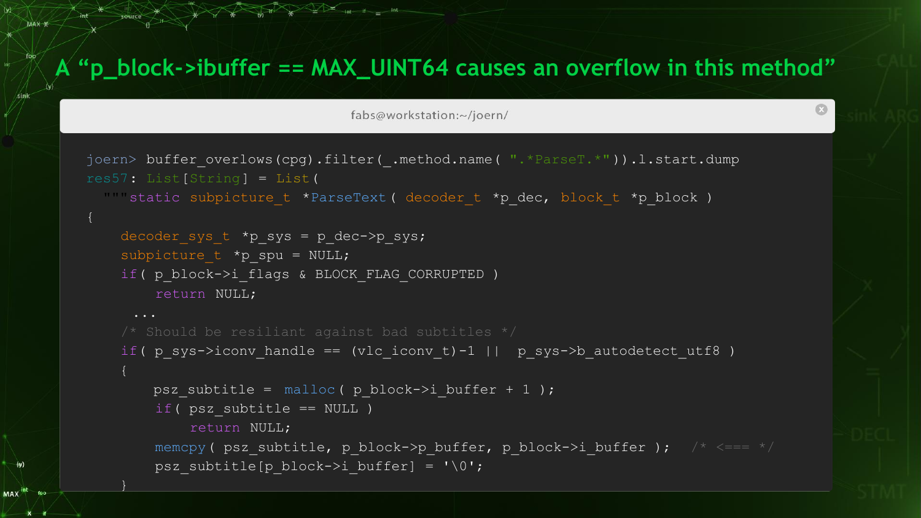# A “p_block->ibuffer == MAX_UINT64 causes an overflow in this method”

fabs@workstation:~/joern/

```
joern> buffer_overflows(cpg).filter(_.method.name( ".*ParseT.*")).l.start.dump
res57: List[String] = List(
  """static subpicture_t *ParseText( decoder_t *p_dec, block_t *p_block )
{
    decoder_sys_t *p_sys = p_dec->p_sys;
    subpicture_t *p_spu = NULL;
    if( p_block->i_flags & BLOCK_FLAG_CORRUPTED )
        return NULL;
      ...
    /* Should be resiliant against bad subtitles */
    if( p_sys->iconv_handle == (vlc_iconv_t)-1 ||  p_sys->b_autodetect_utf8 )
    {
        psz_subtitle = malloc( p_block->i_buffer + 1 );
        if( psz_subtitle == NULL )
            return NULL;
        memcpy( psz_subtitle, p_block->p_buffer, p_block->i_buffer );   /* <=== */
        psz_subtitle[p_block->i_buffer] = '\0';
    }
```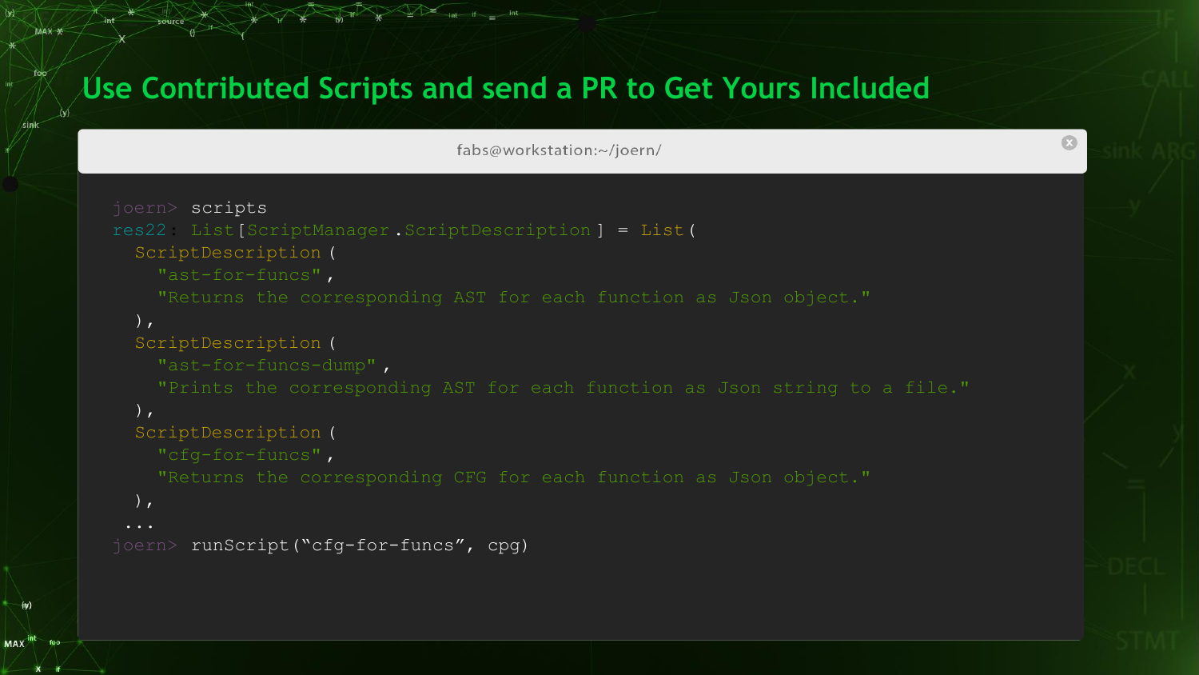# Use Contributed Scripts and send a PR to Get Yours Included

fabs@workstation:~/joern/

```
joern> scripts
res22: List[ScriptManager.ScriptDescription] = List(
  ScriptDescription(
    "ast-for-funcs",
    "Returns the corresponding AST for each function as Json object."
  ),
  ScriptDescription(
    "ast-for-funcs-dump",
    "Prints the corresponding AST for each function as Json string to a file."
  ),
  ScriptDescription(
    "cfg-for-funcs",
    "Returns the corresponding CFG for each function as Json object."
  ),
 ...
joern> runScript("cfg-for-funcs", cpg)
```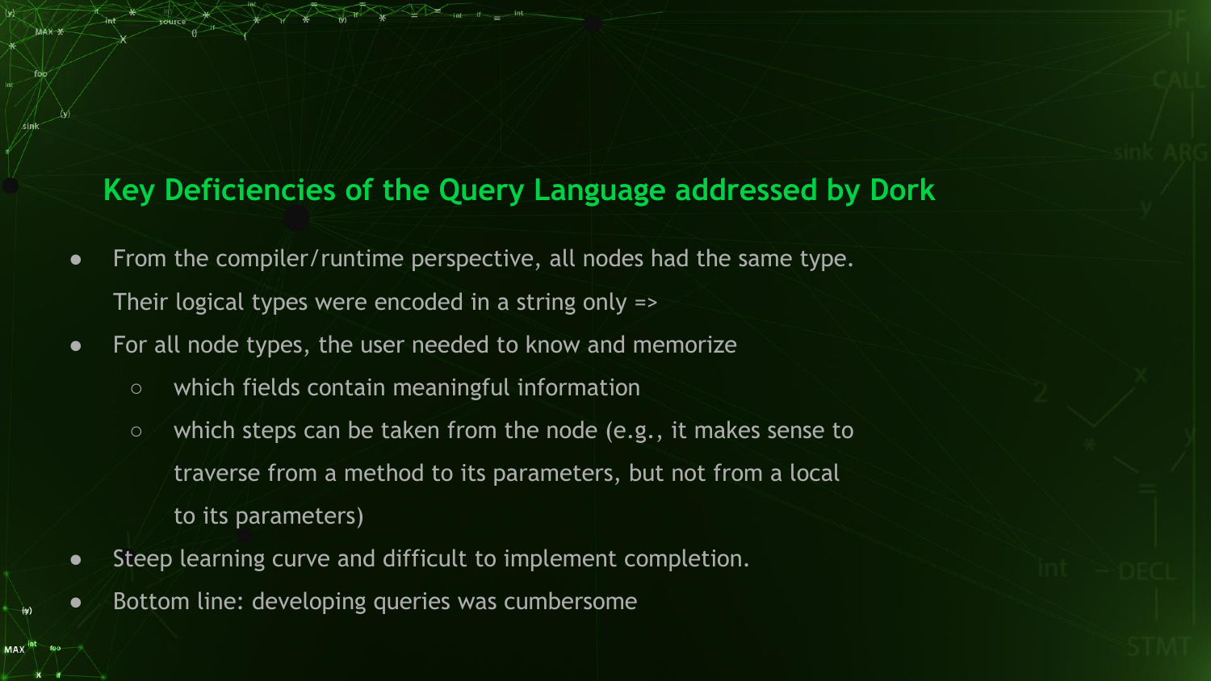## Key Deficiencies of the Query Language addressed by Dork

- From the compiler/runtime perspective, all nodes had the same type. Their logical types were encoded in a string only =>
- For all node types, the user needed to know and memorize
  - which fields contain meaningful information
  - which steps can be taken from the node (e.g., it makes sense to traverse from a method to its parameters, but not from a local to its parameters)
- Steep learning curve and difficult to implement completion.
- Bottom line: developing queries was cumbersome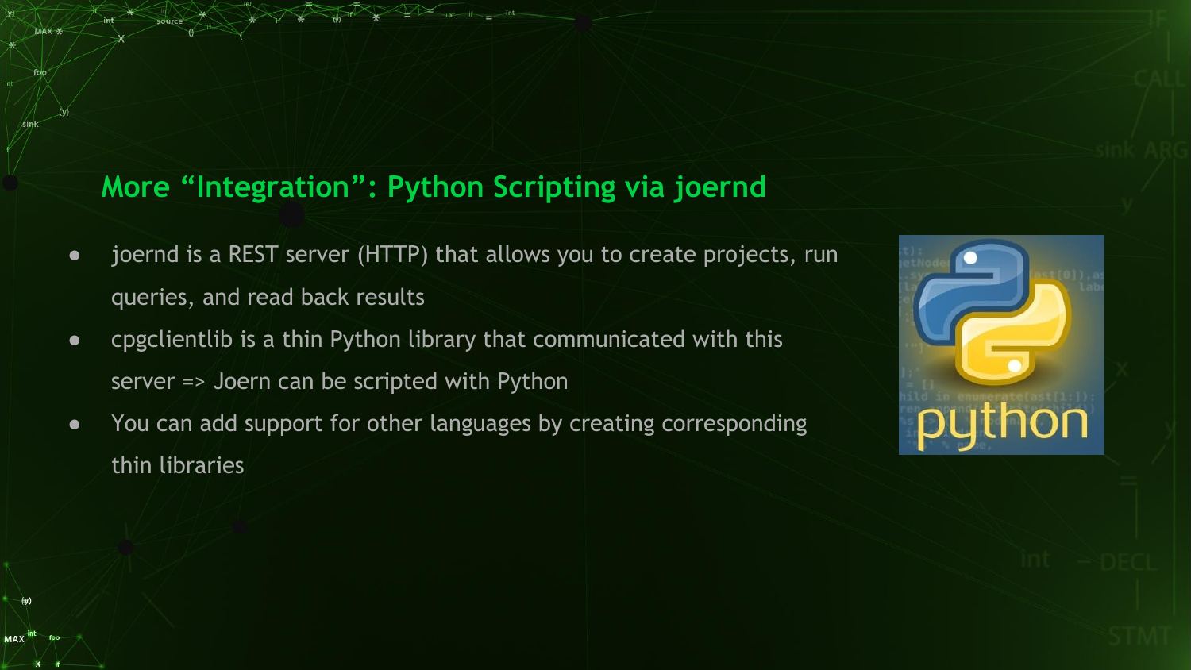## More “Integration”: Python Scripting via joernd

- joernd is a REST server (HTTP) that allows you to create projects, run queries, and read back results
- cpgclientlib is a thin Python library that communicated with this server => Joern can be scripted with Python
- You can add support for other languages by creating corresponding thin libraries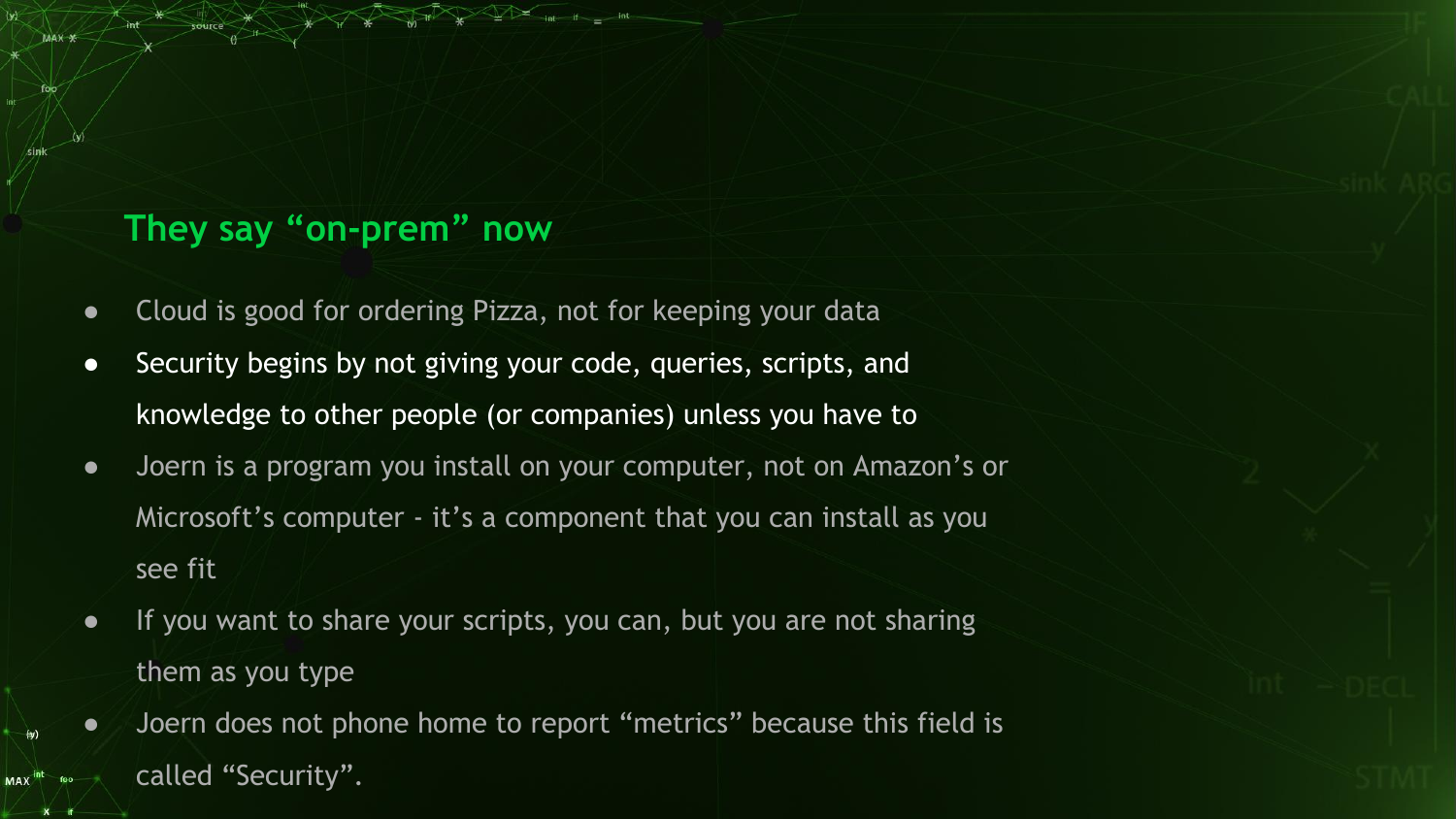## They say “on-prem” now

- Cloud is good for ordering Pizza, not for keeping your data
- Security begins by not giving your code, queries, scripts, and knowledge to other people (or companies) unless you have to
- Joern is a program you install on your computer, not on Amazon’s or Microsoft’s computer - it’s a component that you can install as you see fit
- If you want to share your scripts, you can, but you are not sharing them as you type
- Joern does not phone home to report “metrics” because this field is called “Security”.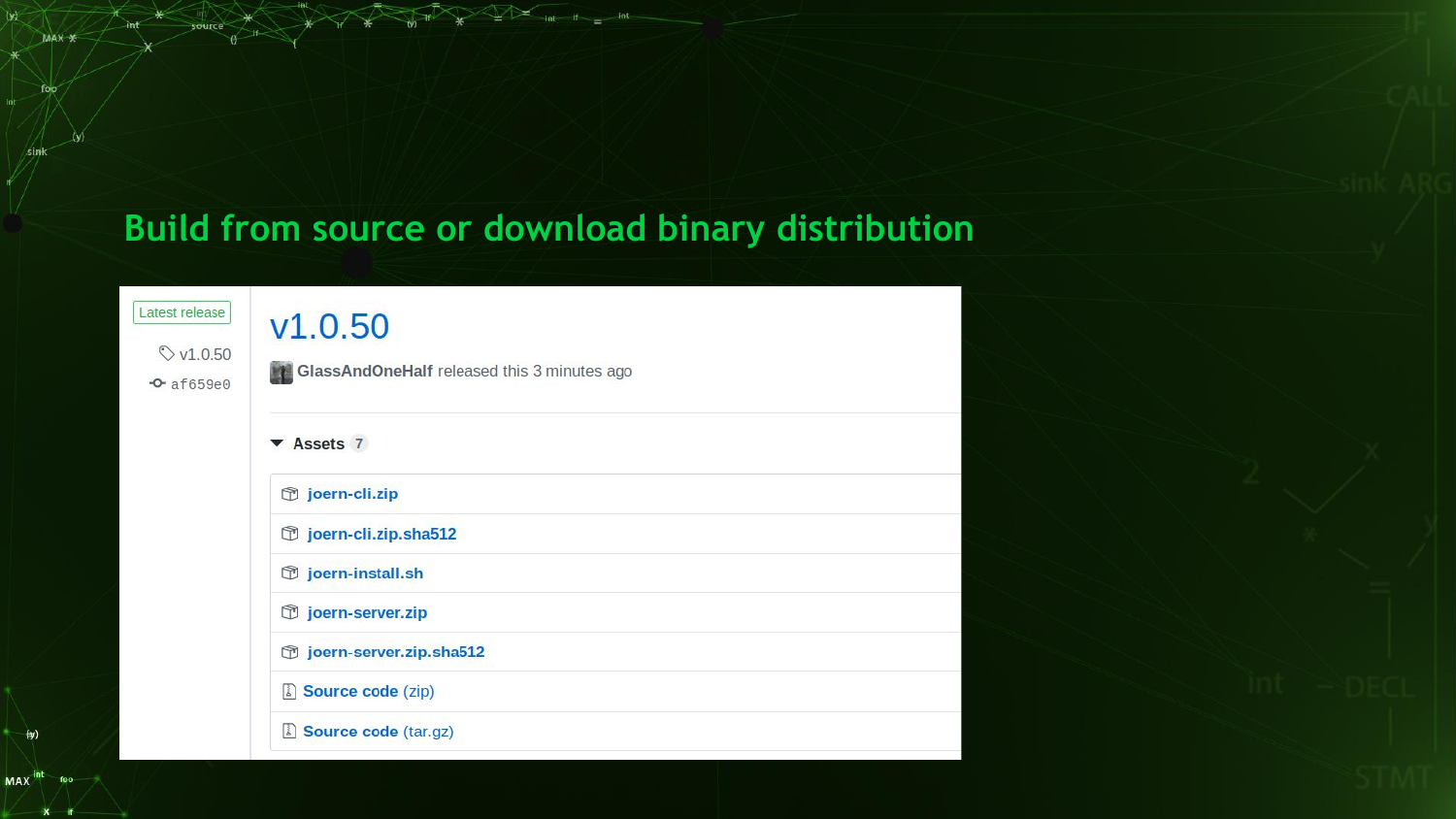# Build from source or download binary distribution

Latest release

v1.0.50

af659e0

## v1.0.50

GlassAndOneHalf released this 3 minutes ago

**Assets** 7

- joern-cli.zip
- joern-cli.zip.sha512
- joern-install.sh
- joern-server.zip
- joern-server.zip.sha512
- Source code (zip)
- Source code (tar.gz)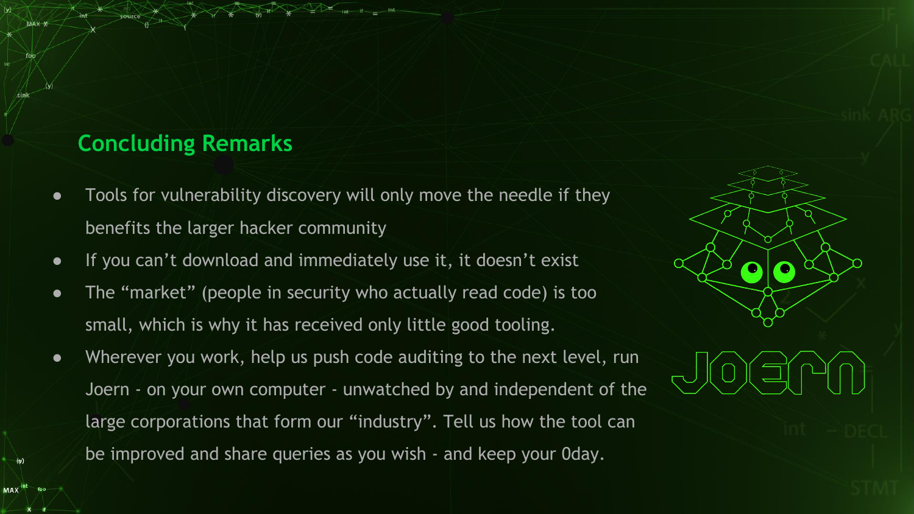## Concluding Remarks

- Tools for vulnerability discovery will only move the needle if they benefits the larger hacker community
- If you can’t download and immediately use it, it doesn’t exist
- The “market” (people in security who actually read code) is too small, which is why it has received only little good tooling.
- Wherever you work, help us push code auditing to the next level, run Joern - on your own computer - unwatched by and independent of the large corporations that form our “industry”. Tell us how the tool can be improved and share queries as you wish - and keep your 0day.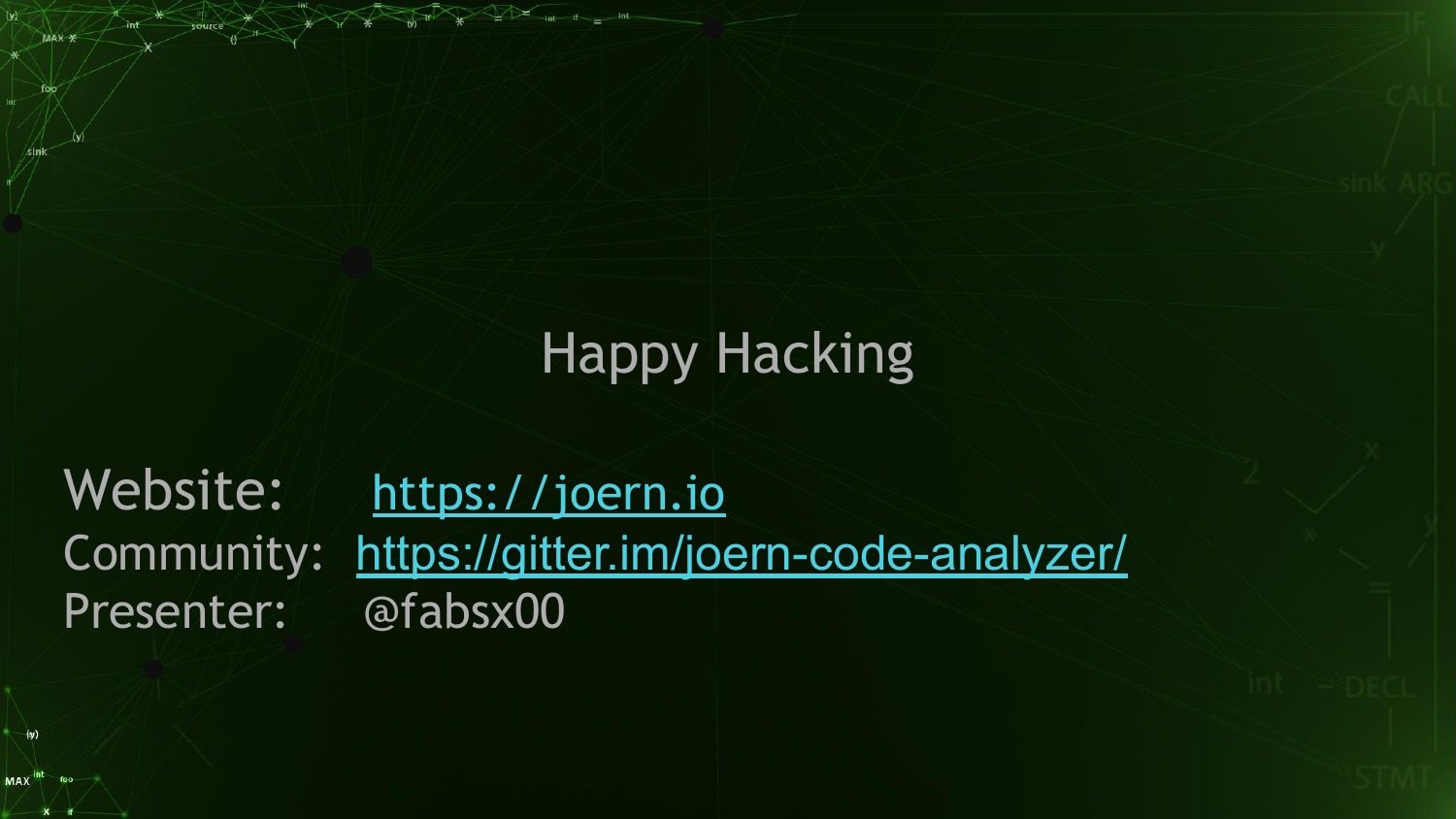# Happy Hacking

Website: https://joern.io
Community: https://gitter.im/joern-code-analyzer/
Presenter: @fabsx00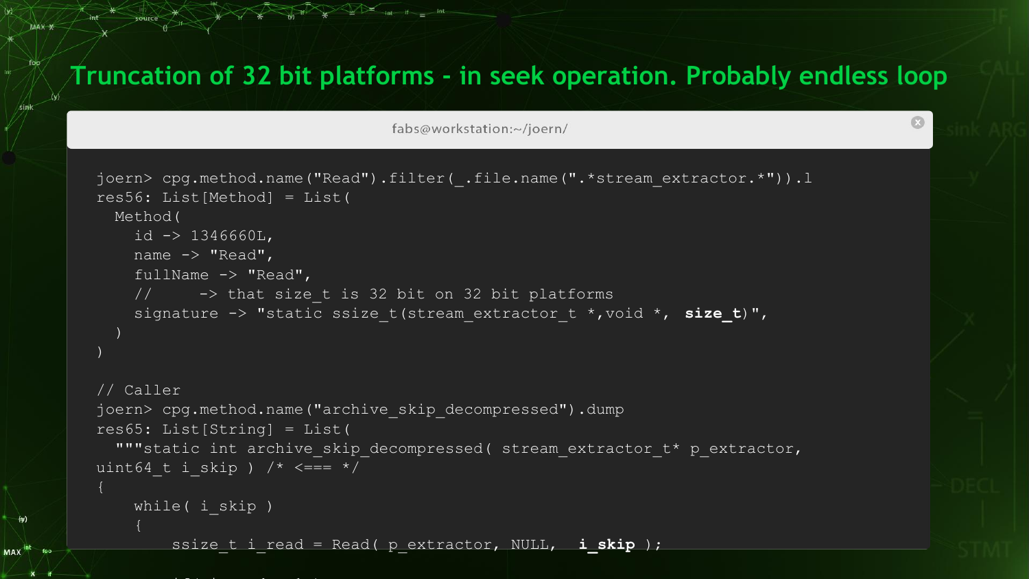# Truncation of 32 bit platforms - in seek operation. Probably endless loop

fabs@workstation:~/joern/

```
joern> cpg.method.name("Read").filter(_.file.name(".*stream_extractor.*")).l
res56: List[Method] = List(
  Method(
    id -> 1346660L,
    name -> "Read",
    fullName -> "Read",
    //     -> that size_t is 32 bit on 32 bit platforms
    signature -> "static ssize_t(stream_extractor_t *,void *,  size_t)",
  )
)

// Caller
joern> cpg.method.name("archive_skip_decompressed").dump
res65: List[String] = List(
  """static int archive_skip_decompressed( stream_extractor_t* p_extractor,
uint64_t i_skip ) /* <=== */
{
    while( i_skip )
    {
        ssize_t i_read = Read( p_extractor, NULL,  i_skip );
```